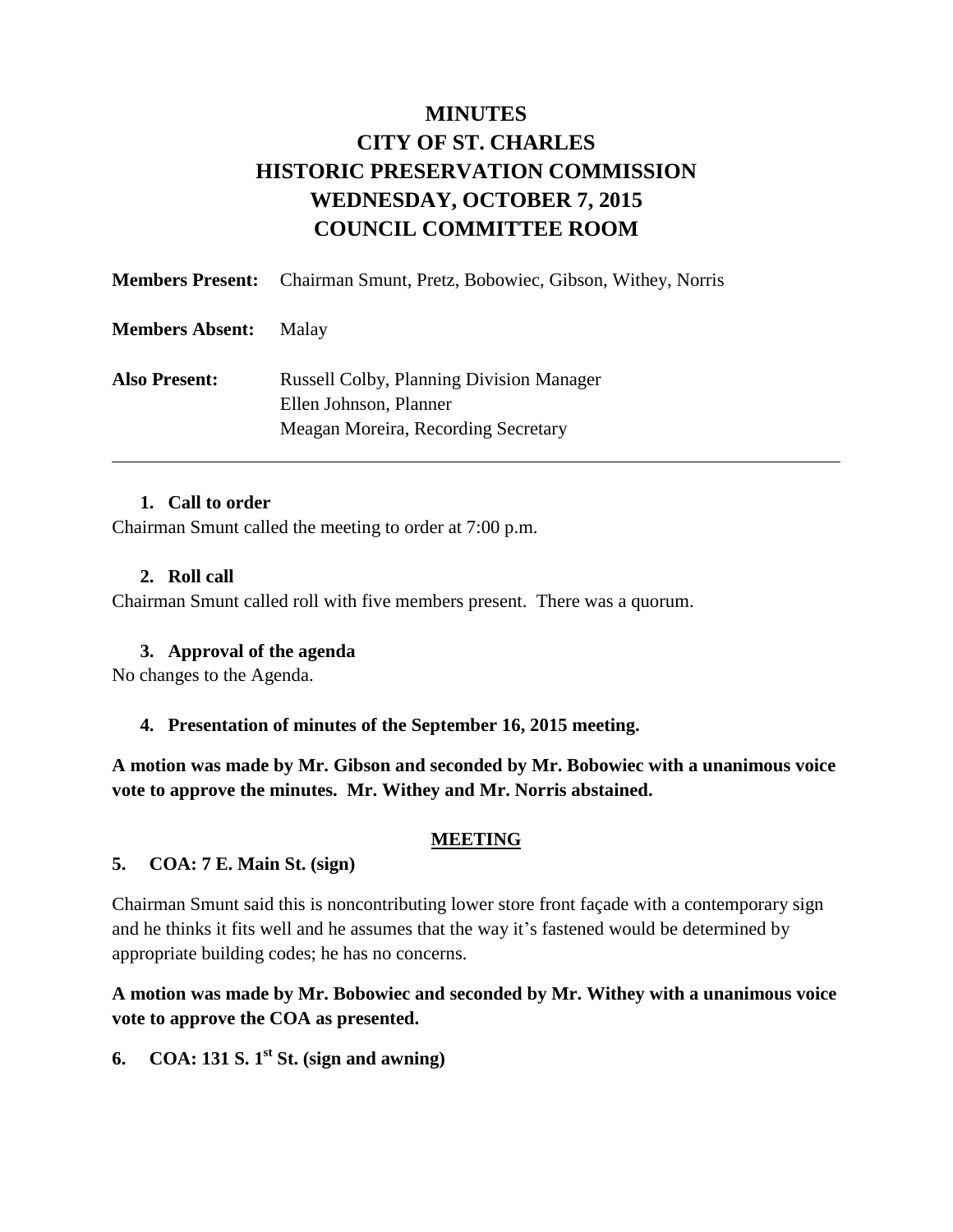# MINUTES
# CITY OF ST. CHARLES
# HISTORIC PRESERVATION COMMISSION
# WEDNESDAY, OCTOBER 7, 2015
# COUNCIL COMMITTEE ROOM

**Members Present:** Chairman Smunt, Pretz, Bobowiec, Gibson, Withey, Norris

**Members Absent:** Malay

**Also Present:** Russell Colby, Planning Division Manager
Ellen Johnson, Planner
Meagan Moreira, Recording Secretary

---

1. **Call to order**

Chairman Smunt called the meeting to order at 7:00 p.m.

2. **Roll call**

Chairman Smunt called roll with five members present. There was a quorum.

3. **Approval of the agenda**

No changes to the Agenda.

4. **Presentation of minutes of the September 16, 2015 meeting.**

**A motion was made by Mr. Gibson and seconded by Mr. Bobowiec with a unanimous voice vote to approve the minutes. Mr. Withey and Mr. Norris abstained.**

**<u>MEETING</u>**

**5. COA: 7 E. Main St. (sign)**

Chairman Smunt said this is noncontributing lower store front façade with a contemporary sign and he thinks it fits well and he assumes that the way it's fastened would be determined by appropriate building codes; he has no concerns.

**A motion was made by Mr. Bobowiec and seconded by Mr. Withey with a unanimous voice vote to approve the COA as presented.**

**6. COA: 131 S. 1st St. (sign and awning)**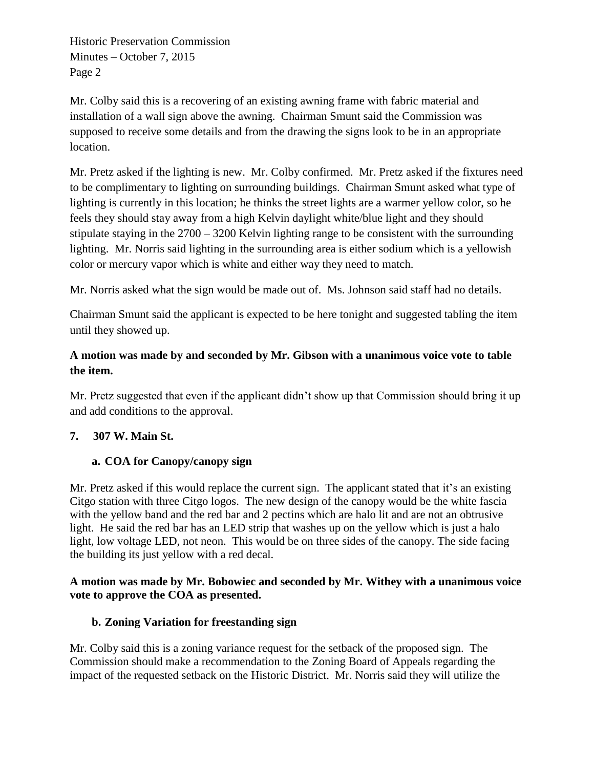Mr. Colby said this is a recovering of an existing awning frame with fabric material and installation of a wall sign above the awning. Chairman Smunt said the Commission was supposed to receive some details and from the drawing the signs look to be in an appropriate location.

Mr. Pretz asked if the lighting is new. Mr. Colby confirmed. Mr. Pretz asked if the fixtures need to be complimentary to lighting on surrounding buildings. Chairman Smunt asked what type of lighting is currently in this location; he thinks the street lights are a warmer yellow color, so he feels they should stay away from a high Kelvin daylight white/blue light and they should stipulate staying in the 2700 – 3200 Kelvin lighting range to be consistent with the surrounding lighting. Mr. Norris said lighting in the surrounding area is either sodium which is a yellowish color or mercury vapor which is white and either way they need to match.

Mr. Norris asked what the sign would be made out of. Ms. Johnson said staff had no details.

Chairman Smunt said the applicant is expected to be here tonight and suggested tabling the item until they showed up.

**A motion was made by and seconded by Mr. Gibson with a unanimous voice vote to table the item.**

Mr. Pretz suggested that even if the applicant didn't show up that Commission should bring it up and add conditions to the approval.

**7. 307 W. Main St.**

**a. COA for Canopy/canopy sign**

Mr. Pretz asked if this would replace the current sign. The applicant stated that it's an existing Citgo station with three Citgo logos. The new design of the canopy would be the white fascia with the yellow band and the red bar and 2 pectins which are halo lit and are not an obtrusive light. He said the red bar has an LED strip that washes up on the yellow which is just a halo light, low voltage LED, not neon. This would be on three sides of the canopy. The side facing the building its just yellow with a red decal.

**A motion was made by Mr. Bobowiec and seconded by Mr. Withey with a unanimous voice vote to approve the COA as presented.**

**b. Zoning Variation for freestanding sign**

Mr. Colby said this is a zoning variance request for the setback of the proposed sign. The Commission should make a recommendation to the Zoning Board of Appeals regarding the impact of the requested setback on the Historic District. Mr. Norris said they will utilize the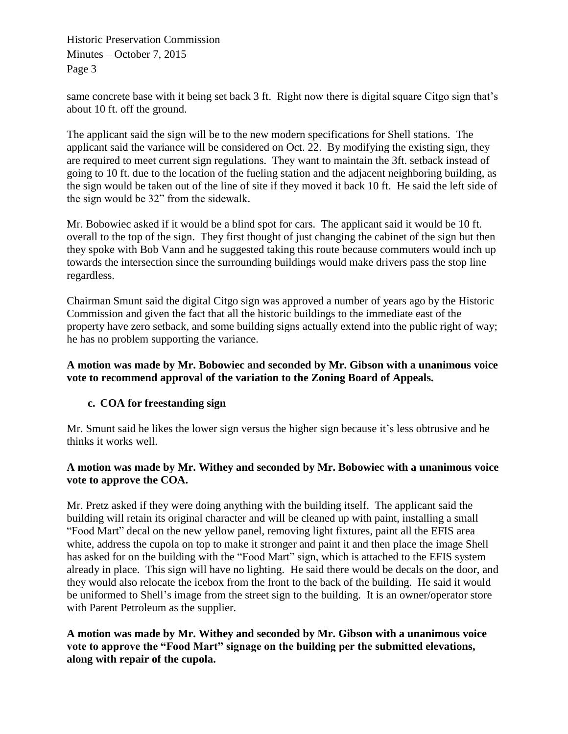same concrete base with it being set back 3 ft. Right now there is digital square Citgo sign that's about 10 ft. off the ground.

The applicant said the sign will be to the new modern specifications for Shell stations. The applicant said the variance will be considered on Oct. 22. By modifying the existing sign, they are required to meet current sign regulations. They want to maintain the 3ft. setback instead of going to 10 ft. due to the location of the fueling station and the adjacent neighboring building, as the sign would be taken out of the line of site if they moved it back 10 ft. He said the left side of the sign would be 32" from the sidewalk.

Mr. Bobowiec asked if it would be a blind spot for cars. The applicant said it would be 10 ft. overall to the top of the sign. They first thought of just changing the cabinet of the sign but then they spoke with Bob Vann and he suggested taking this route because commuters would inch up towards the intersection since the surrounding buildings would make drivers pass the stop line regardless.

Chairman Smunt said the digital Citgo sign was approved a number of years ago by the Historic Commission and given the fact that all the historic buildings to the immediate east of the property have zero setback, and some building signs actually extend into the public right of way; he has no problem supporting the variance.

**A motion was made by Mr. Bobowiec and seconded by Mr. Gibson with a unanimous voice vote to recommend approval of the variation to the Zoning Board of Appeals.**

**c. COA for freestanding sign**

Mr. Smunt said he likes the lower sign versus the higher sign because it's less obtrusive and he thinks it works well.

**A motion was made by Mr. Withey and seconded by Mr. Bobowiec with a unanimous voice vote to approve the COA.**

Mr. Pretz asked if they were doing anything with the building itself. The applicant said the building will retain its original character and will be cleaned up with paint, installing a small "Food Mart" decal on the new yellow panel, removing light fixtures, paint all the EFIS area white, address the cupola on top to make it stronger and paint it and then place the image Shell has asked for on the building with the "Food Mart" sign, which is attached to the EFIS system already in place. This sign will have no lighting. He said there would be decals on the door, and they would also relocate the icebox from the front to the back of the building. He said it would be uniformed to Shell's image from the street sign to the building. It is an owner/operator store with Parent Petroleum as the supplier.

**A motion was made by Mr. Withey and seconded by Mr. Gibson with a unanimous voice vote to approve the "Food Mart" signage on the building per the submitted elevations, along with repair of the cupola.**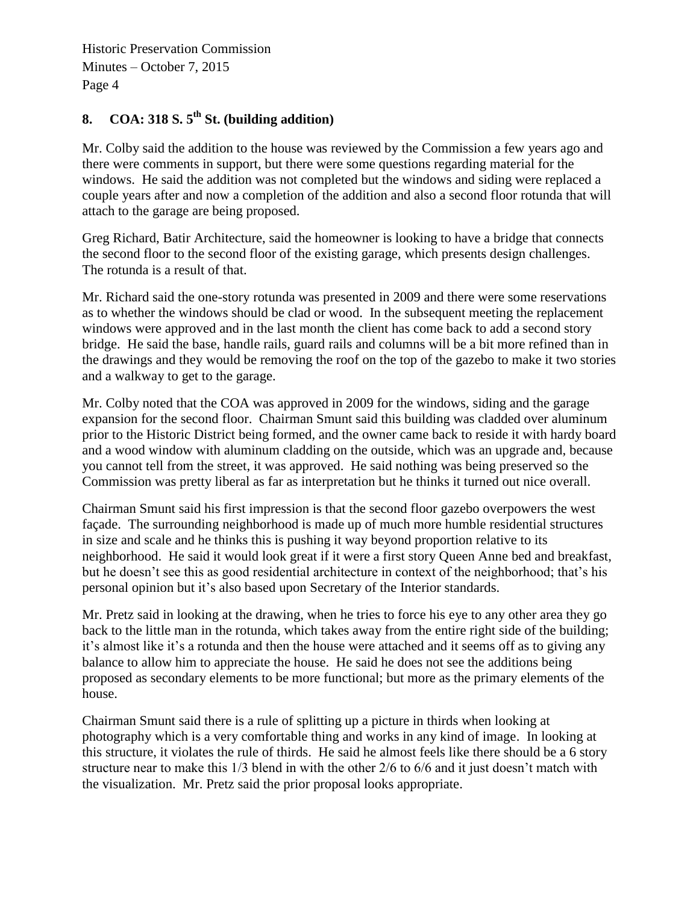## 8. COA: 318 S. 5th St. (building addition)

Mr. Colby said the addition to the house was reviewed by the Commission a few years ago and there were comments in support, but there were some questions regarding material for the windows. He said the addition was not completed but the windows and siding were replaced a couple years after and now a completion of the addition and also a second floor rotunda that will attach to the garage are being proposed.

Greg Richard, Batir Architecture, said the homeowner is looking to have a bridge that connects the second floor to the second floor of the existing garage, which presents design challenges. The rotunda is a result of that.

Mr. Richard said the one-story rotunda was presented in 2009 and there were some reservations as to whether the windows should be clad or wood. In the subsequent meeting the replacement windows were approved and in the last month the client has come back to add a second story bridge. He said the base, handle rails, guard rails and columns will be a bit more refined than in the drawings and they would be removing the roof on the top of the gazebo to make it two stories and a walkway to get to the garage.

Mr. Colby noted that the COA was approved in 2009 for the windows, siding and the garage expansion for the second floor. Chairman Smunt said this building was cladded over aluminum prior to the Historic District being formed, and the owner came back to reside it with hardy board and a wood window with aluminum cladding on the outside, which was an upgrade and, because you cannot tell from the street, it was approved. He said nothing was being preserved so the Commission was pretty liberal as far as interpretation but he thinks it turned out nice overall.

Chairman Smunt said his first impression is that the second floor gazebo overpowers the west façade. The surrounding neighborhood is made up of much more humble residential structures in size and scale and he thinks this is pushing it way beyond proportion relative to its neighborhood. He said it would look great if it were a first story Queen Anne bed and breakfast, but he doesn't see this as good residential architecture in context of the neighborhood; that's his personal opinion but it's also based upon Secretary of the Interior standards.

Mr. Pretz said in looking at the drawing, when he tries to force his eye to any other area they go back to the little man in the rotunda, which takes away from the entire right side of the building; it's almost like it's a rotunda and then the house were attached and it seems off as to giving any balance to allow him to appreciate the house. He said he does not see the additions being proposed as secondary elements to be more functional; but more as the primary elements of the house.

Chairman Smunt said there is a rule of splitting up a picture in thirds when looking at photography which is a very comfortable thing and works in any kind of image. In looking at this structure, it violates the rule of thirds. He said he almost feels like there should be a 6 story structure near to make this 1/3 blend in with the other 2/6 to 6/6 and it just doesn't match with the visualization. Mr. Pretz said the prior proposal looks appropriate.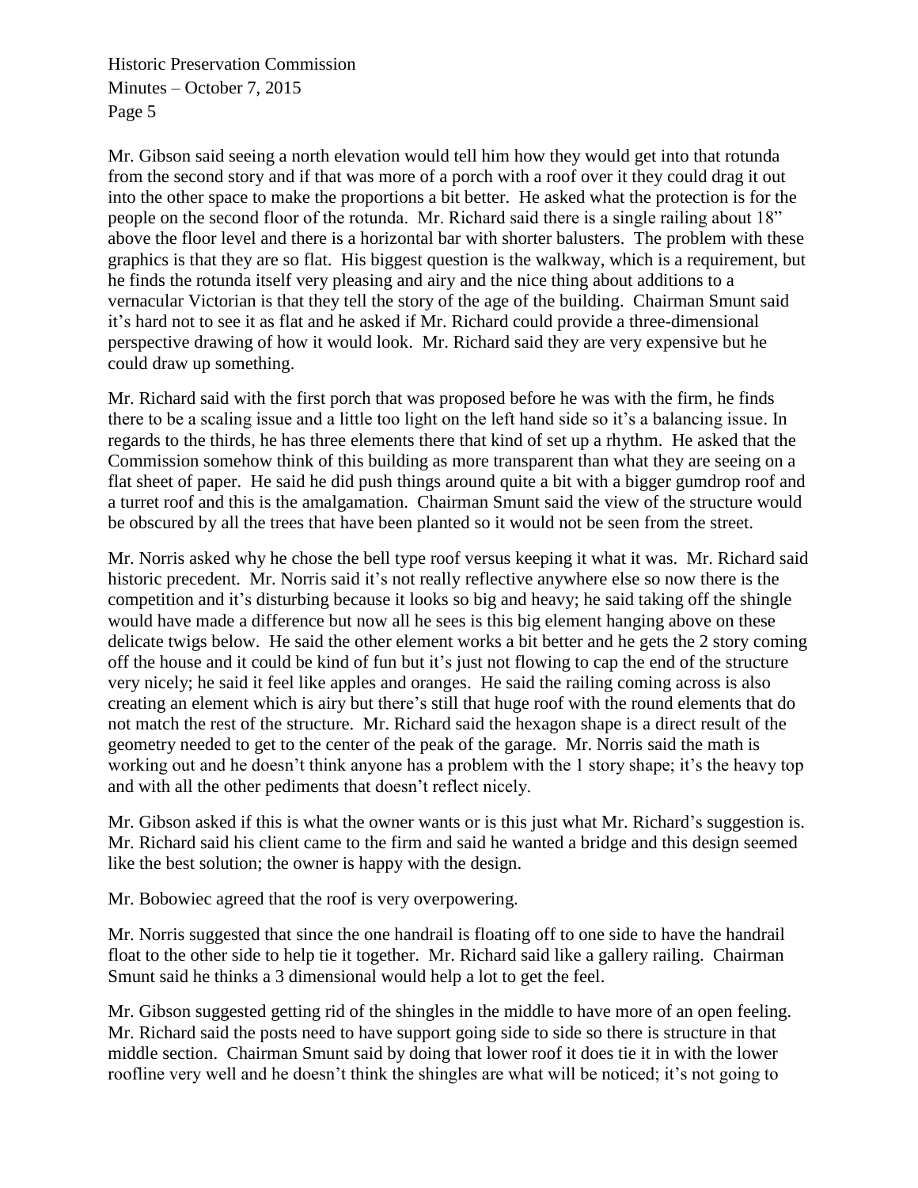Mr. Gibson said seeing a north elevation would tell him how they would get into that rotunda from the second story and if that was more of a porch with a roof over it they could drag it out into the other space to make the proportions a bit better. He asked what the protection is for the people on the second floor of the rotunda. Mr. Richard said there is a single railing about 18" above the floor level and there is a horizontal bar with shorter balusters. The problem with these graphics is that they are so flat. His biggest question is the walkway, which is a requirement, but he finds the rotunda itself very pleasing and airy and the nice thing about additions to a vernacular Victorian is that they tell the story of the age of the building. Chairman Smunt said it's hard not to see it as flat and he asked if Mr. Richard could provide a three-dimensional perspective drawing of how it would look. Mr. Richard said they are very expensive but he could draw up something.

Mr. Richard said with the first porch that was proposed before he was with the firm, he finds there to be a scaling issue and a little too light on the left hand side so it's a balancing issue. In regards to the thirds, he has three elements there that kind of set up a rhythm. He asked that the Commission somehow think of this building as more transparent than what they are seeing on a flat sheet of paper. He said he did push things around quite a bit with a bigger gumdrop roof and a turret roof and this is the amalgamation. Chairman Smunt said the view of the structure would be obscured by all the trees that have been planted so it would not be seen from the street.

Mr. Norris asked why he chose the bell type roof versus keeping it what it was. Mr. Richard said historic precedent. Mr. Norris said it's not really reflective anywhere else so now there is the competition and it's disturbing because it looks so big and heavy; he said taking off the shingle would have made a difference but now all he sees is this big element hanging above on these delicate twigs below. He said the other element works a bit better and he gets the 2 story coming off the house and it could be kind of fun but it's just not flowing to cap the end of the structure very nicely; he said it feel like apples and oranges. He said the railing coming across is also creating an element which is airy but there's still that huge roof with the round elements that do not match the rest of the structure. Mr. Richard said the hexagon shape is a direct result of the geometry needed to get to the center of the peak of the garage. Mr. Norris said the math is working out and he doesn't think anyone has a problem with the 1 story shape; it's the heavy top and with all the other pediments that doesn't reflect nicely.

Mr. Gibson asked if this is what the owner wants or is this just what Mr. Richard's suggestion is. Mr. Richard said his client came to the firm and said he wanted a bridge and this design seemed like the best solution; the owner is happy with the design.

Mr. Bobowiec agreed that the roof is very overpowering.

Mr. Norris suggested that since the one handrail is floating off to one side to have the handrail float to the other side to help tie it together. Mr. Richard said like a gallery railing. Chairman Smunt said he thinks a 3 dimensional would help a lot to get the feel.

Mr. Gibson suggested getting rid of the shingles in the middle to have more of an open feeling. Mr. Richard said the posts need to have support going side to side so there is structure in that middle section. Chairman Smunt said by doing that lower roof it does tie it in with the lower roofline very well and he doesn't think the shingles are what will be noticed; it's not going to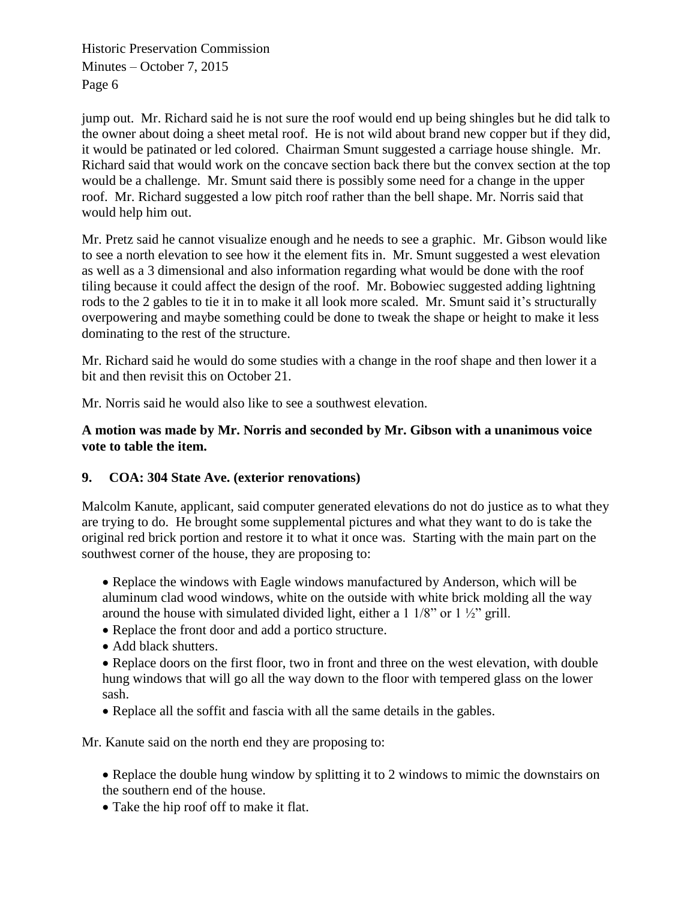jump out. Mr. Richard said he is not sure the roof would end up being shingles but he did talk to the owner about doing a sheet metal roof. He is not wild about brand new copper but if they did, it would be patinated or led colored. Chairman Smunt suggested a carriage house shingle. Mr. Richard said that would work on the concave section back there but the convex section at the top would be a challenge. Mr. Smunt said there is possibly some need for a change in the upper roof. Mr. Richard suggested a low pitch roof rather than the bell shape. Mr. Norris said that would help him out.

Mr. Pretz said he cannot visualize enough and he needs to see a graphic. Mr. Gibson would like to see a north elevation to see how it the element fits in. Mr. Smunt suggested a west elevation as well as a 3 dimensional and also information regarding what would be done with the roof tiling because it could affect the design of the roof. Mr. Bobowiec suggested adding lightning rods to the 2 gables to tie it in to make it all look more scaled. Mr. Smunt said it's structurally overpowering and maybe something could be done to tweak the shape or height to make it less dominating to the rest of the structure.

Mr. Richard said he would do some studies with a change in the roof shape and then lower it a bit and then revisit this on October 21.

Mr. Norris said he would also like to see a southwest elevation.

**A motion was made by Mr. Norris and seconded by Mr. Gibson with a unanimous voice vote to table the item.**

## 9. COA: 304 State Ave. (exterior renovations)

Malcolm Kanute, applicant, said computer generated elevations do not do justice as to what they are trying to do. He brought some supplemental pictures and what they want to do is take the original red brick portion and restore it to what it once was. Starting with the main part on the southwest corner of the house, they are proposing to:

- Replace the windows with Eagle windows manufactured by Anderson, which will be aluminum clad wood windows, white on the outside with white brick molding all the way around the house with simulated divided light, either a 1 1/8" or 1 ½" grill.
- Replace the front door and add a portico structure.
- Add black shutters.
- Replace doors on the first floor, two in front and three on the west elevation, with double hung windows that will go all the way down to the floor with tempered glass on the lower sash.
- Replace all the soffit and fascia with all the same details in the gables.

Mr. Kanute said on the north end they are proposing to:

- Replace the double hung window by splitting it to 2 windows to mimic the downstairs on the southern end of the house.
- Take the hip roof off to make it flat.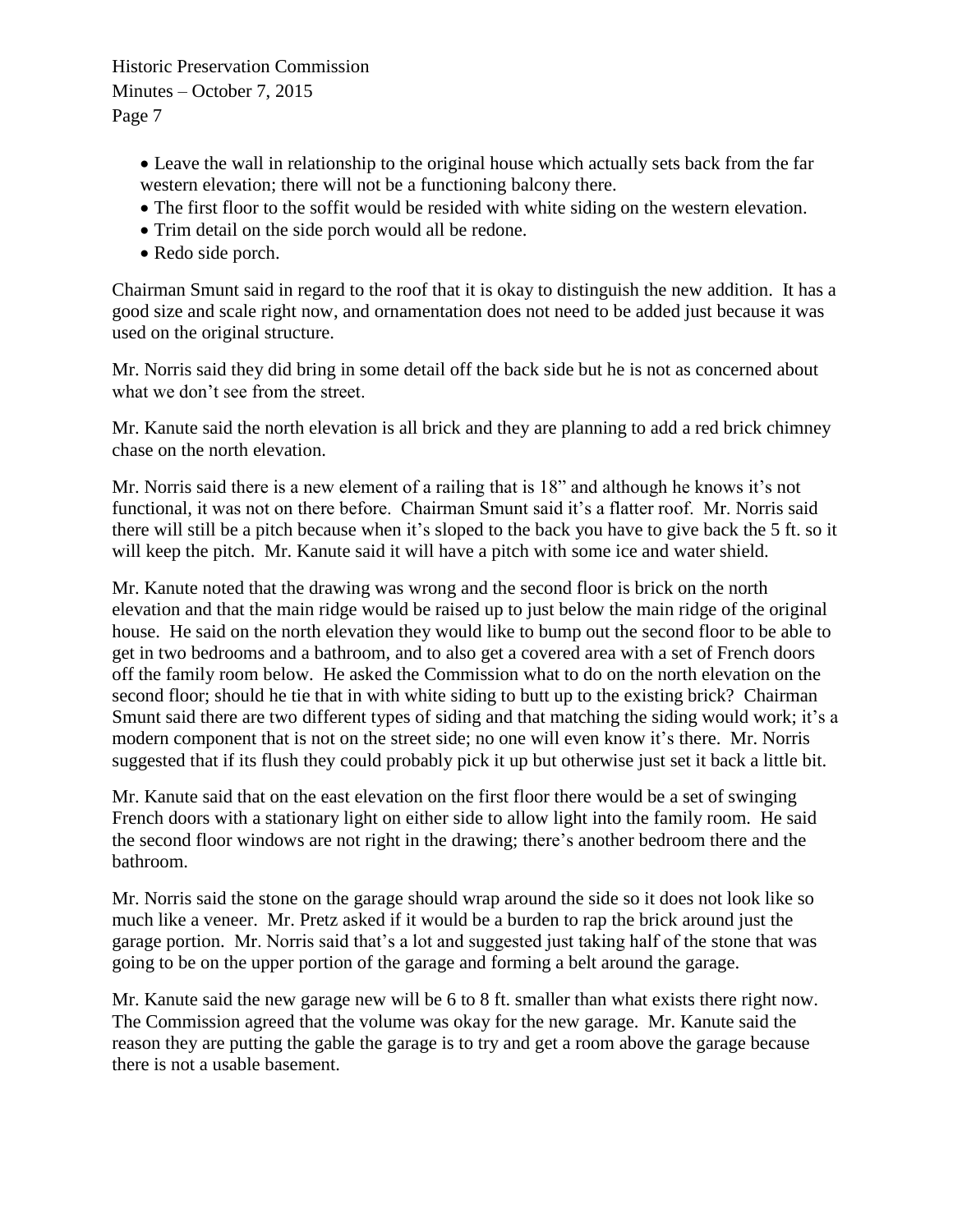- Leave the wall in relationship to the original house which actually sets back from the far western elevation; there will not be a functioning balcony there.
- The first floor to the soffit would be resided with white siding on the western elevation.
- Trim detail on the side porch would all be redone.
- Redo side porch.

Chairman Smunt said in regard to the roof that it is okay to distinguish the new addition. It has a good size and scale right now, and ornamentation does not need to be added just because it was used on the original structure.

Mr. Norris said they did bring in some detail off the back side but he is not as concerned about what we don't see from the street.

Mr. Kanute said the north elevation is all brick and they are planning to add a red brick chimney chase on the north elevation.

Mr. Norris said there is a new element of a railing that is 18" and although he knows it's not functional, it was not on there before. Chairman Smunt said it's a flatter roof. Mr. Norris said there will still be a pitch because when it's sloped to the back you have to give back the 5 ft. so it will keep the pitch. Mr. Kanute said it will have a pitch with some ice and water shield.

Mr. Kanute noted that the drawing was wrong and the second floor is brick on the north elevation and that the main ridge would be raised up to just below the main ridge of the original house. He said on the north elevation they would like to bump out the second floor to be able to get in two bedrooms and a bathroom, and to also get a covered area with a set of French doors off the family room below. He asked the Commission what to do on the north elevation on the second floor; should he tie that in with white siding to butt up to the existing brick? Chairman Smunt said there are two different types of siding and that matching the siding would work; it's a modern component that is not on the street side; no one will even know it's there. Mr. Norris suggested that if its flush they could probably pick it up but otherwise just set it back a little bit.

Mr. Kanute said that on the east elevation on the first floor there would be a set of swinging French doors with a stationary light on either side to allow light into the family room. He said the second floor windows are not right in the drawing; there's another bedroom there and the bathroom.

Mr. Norris said the stone on the garage should wrap around the side so it does not look like so much like a veneer. Mr. Pretz asked if it would be a burden to rap the brick around just the garage portion. Mr. Norris said that's a lot and suggested just taking half of the stone that was going to be on the upper portion of the garage and forming a belt around the garage.

Mr. Kanute said the new garage new will be 6 to 8 ft. smaller than what exists there right now. The Commission agreed that the volume was okay for the new garage. Mr. Kanute said the reason they are putting the gable the garage is to try and get a room above the garage because there is not a usable basement.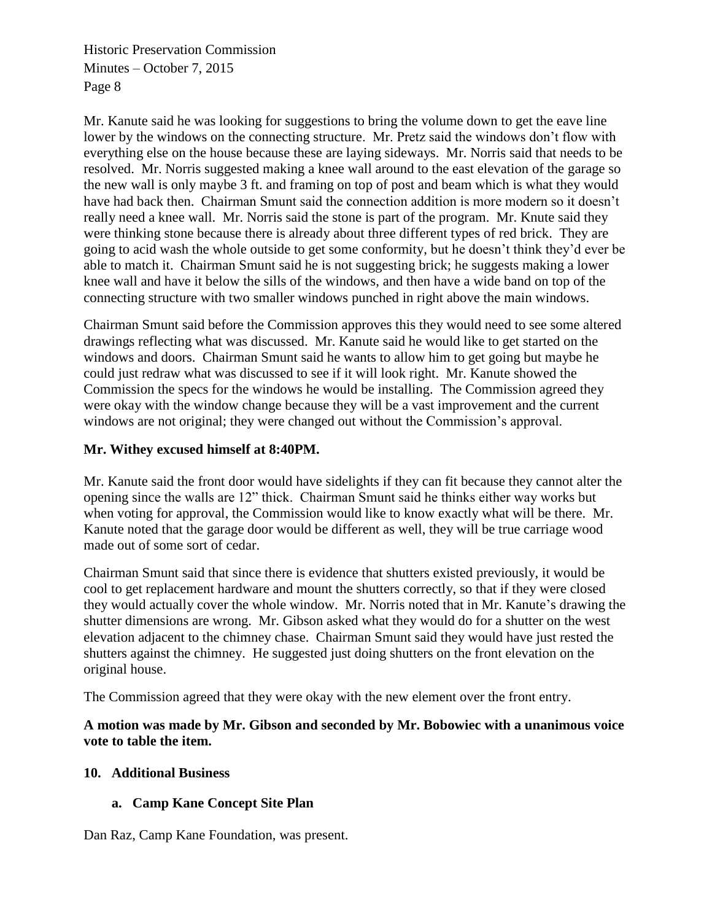Mr. Kanute said he was looking for suggestions to bring the volume down to get the eave line lower by the windows on the connecting structure. Mr. Pretz said the windows don't flow with everything else on the house because these are laying sideways. Mr. Norris said that needs to be resolved. Mr. Norris suggested making a knee wall around to the east elevation of the garage so the new wall is only maybe 3 ft. and framing on top of post and beam which is what they would have had back then. Chairman Smunt said the connection addition is more modern so it doesn't really need a knee wall. Mr. Norris said the stone is part of the program. Mr. Knute said they were thinking stone because there is already about three different types of red brick. They are going to acid wash the whole outside to get some conformity, but he doesn't think they'd ever be able to match it. Chairman Smunt said he is not suggesting brick; he suggests making a lower knee wall and have it below the sills of the windows, and then have a wide band on top of the connecting structure with two smaller windows punched in right above the main windows.

Chairman Smunt said before the Commission approves this they would need to see some altered drawings reflecting what was discussed. Mr. Kanute said he would like to get started on the windows and doors. Chairman Smunt said he wants to allow him to get going but maybe he could just redraw what was discussed to see if it will look right. Mr. Kanute showed the Commission the specs for the windows he would be installing. The Commission agreed they were okay with the window change because they will be a vast improvement and the current windows are not original; they were changed out without the Commission's approval.

**Mr. Withey excused himself at 8:40PM.**

Mr. Kanute said the front door would have sidelights if they can fit because they cannot alter the opening since the walls are 12" thick. Chairman Smunt said he thinks either way works but when voting for approval, the Commission would like to know exactly what will be there. Mr. Kanute noted that the garage door would be different as well, they will be true carriage wood made out of some sort of cedar.

Chairman Smunt said that since there is evidence that shutters existed previously, it would be cool to get replacement hardware and mount the shutters correctly, so that if they were closed they would actually cover the whole window. Mr. Norris noted that in Mr. Kanute's drawing the shutter dimensions are wrong. Mr. Gibson asked what they would do for a shutter on the west elevation adjacent to the chimney chase. Chairman Smunt said they would have just rested the shutters against the chimney. He suggested just doing shutters on the front elevation on the original house.

The Commission agreed that they were okay with the new element over the front entry.

**A motion was made by Mr. Gibson and seconded by Mr. Bobowiec with a unanimous voice vote to table the item.**

## 10. Additional Business

### a. Camp Kane Concept Site Plan

Dan Raz, Camp Kane Foundation, was present.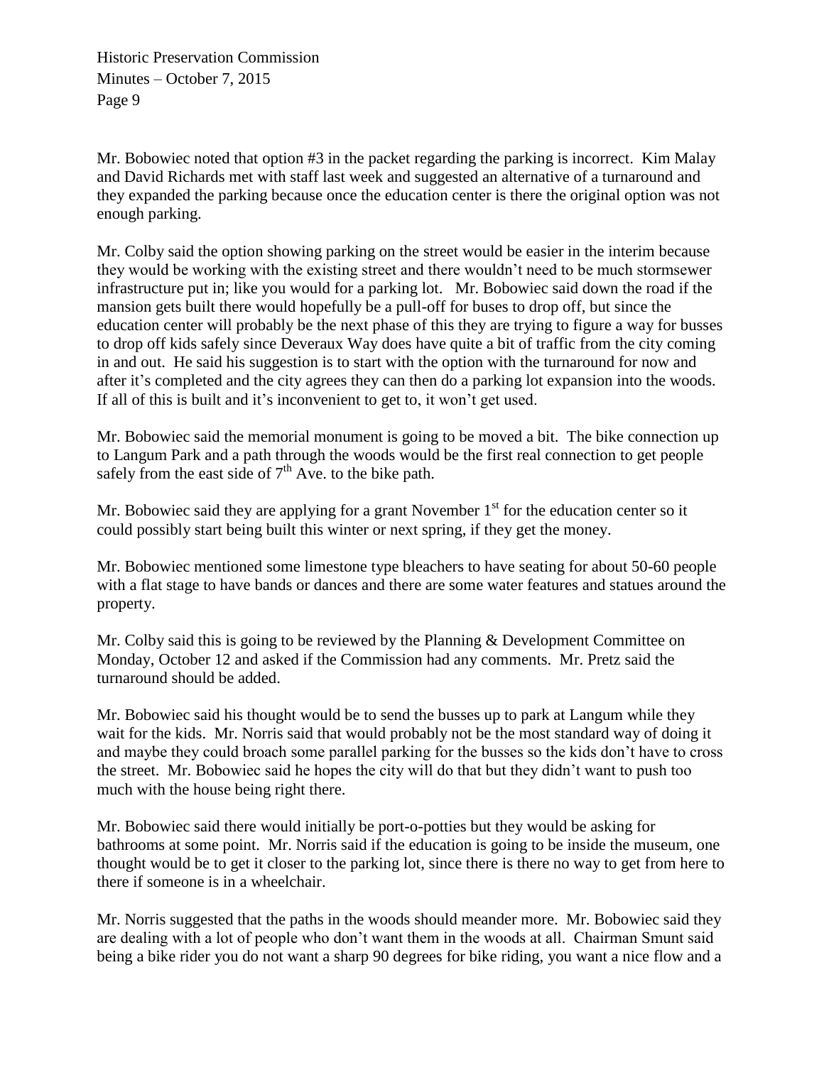Mr. Bobowiec noted that option #3 in the packet regarding the parking is incorrect. Kim Malay and David Richards met with staff last week and suggested an alternative of a turnaround and they expanded the parking because once the education center is there the original option was not enough parking.

Mr. Colby said the option showing parking on the street would be easier in the interim because they would be working with the existing street and there wouldn't need to be much stormsewer infrastructure put in; like you would for a parking lot. Mr. Bobowiec said down the road if the mansion gets built there would hopefully be a pull-off for buses to drop off, but since the education center will probably be the next phase of this they are trying to figure a way for busses to drop off kids safely since Deveraux Way does have quite a bit of traffic from the city coming in and out. He said his suggestion is to start with the option with the turnaround for now and after it's completed and the city agrees they can then do a parking lot expansion into the woods. If all of this is built and it's inconvenient to get to, it won't get used.

Mr. Bobowiec said the memorial monument is going to be moved a bit. The bike connection up to Langum Park and a path through the woods would be the first real connection to get people safely from the east side of 7th Ave. to the bike path.

Mr. Bobowiec said they are applying for a grant November 1st for the education center so it could possibly start being built this winter or next spring, if they get the money.

Mr. Bobowiec mentioned some limestone type bleachers to have seating for about 50-60 people with a flat stage to have bands or dances and there are some water features and statues around the property.

Mr. Colby said this is going to be reviewed by the Planning & Development Committee on Monday, October 12 and asked if the Commission had any comments. Mr. Pretz said the turnaround should be added.

Mr. Bobowiec said his thought would be to send the busses up to park at Langum while they wait for the kids. Mr. Norris said that would probably not be the most standard way of doing it and maybe they could broach some parallel parking for the busses so the kids don't have to cross the street. Mr. Bobowiec said he hopes the city will do that but they didn't want to push too much with the house being right there.

Mr. Bobowiec said there would initially be port-o-potties but they would be asking for bathrooms at some point. Mr. Norris said if the education is going to be inside the museum, one thought would be to get it closer to the parking lot, since there is there no way to get from here to there if someone is in a wheelchair.

Mr. Norris suggested that the paths in the woods should meander more. Mr. Bobowiec said they are dealing with a lot of people who don't want them in the woods at all. Chairman Smunt said being a bike rider you do not want a sharp 90 degrees for bike riding, you want a nice flow and a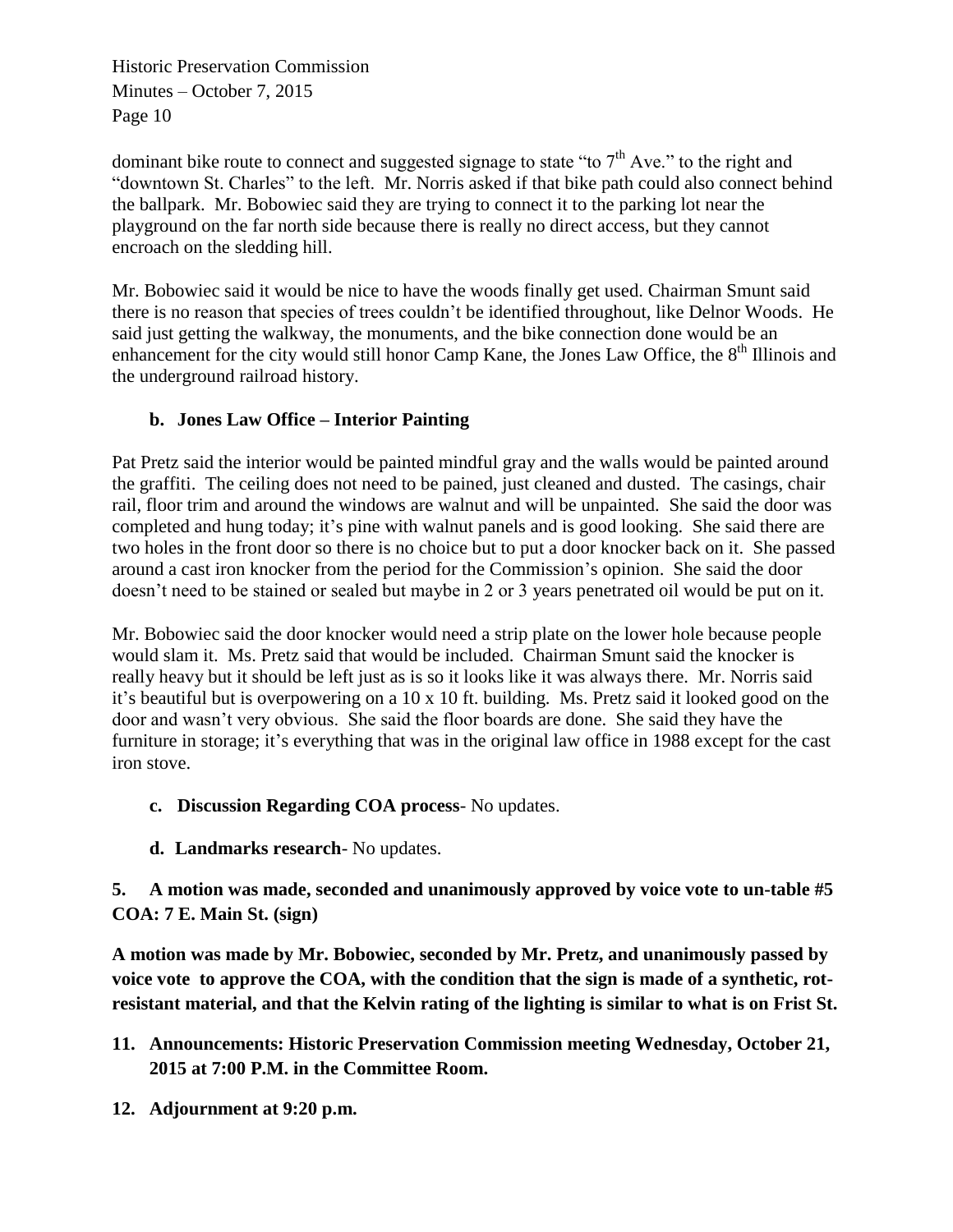dominant bike route to connect and suggested signage to state "to 7th Ave." to the right and "downtown St. Charles" to the left. Mr. Norris asked if that bike path could also connect behind the ballpark. Mr. Bobowiec said they are trying to connect it to the parking lot near the playground on the far north side because there is really no direct access, but they cannot encroach on the sledding hill.

Mr. Bobowiec said it would be nice to have the woods finally get used. Chairman Smunt said there is no reason that species of trees couldn't be identified throughout, like Delnor Woods. He said just getting the walkway, the monuments, and the bike connection done would be an enhancement for the city would still honor Camp Kane, the Jones Law Office, the 8th Illinois and the underground railroad history.

**b. Jones Law Office – Interior Painting**

Pat Pretz said the interior would be painted mindful gray and the walls would be painted around the graffiti. The ceiling does not need to be pained, just cleaned and dusted. The casings, chair rail, floor trim and around the windows are walnut and will be unpainted. She said the door was completed and hung today; it's pine with walnut panels and is good looking. She said there are two holes in the front door so there is no choice but to put a door knocker back on it. She passed around a cast iron knocker from the period for the Commission's opinion. She said the door doesn't need to be stained or sealed but maybe in 2 or 3 years penetrated oil would be put on it.

Mr. Bobowiec said the door knocker would need a strip plate on the lower hole because people would slam it. Ms. Pretz said that would be included. Chairman Smunt said the knocker is really heavy but it should be left just as is so it looks like it was always there. Mr. Norris said it's beautiful but is overpowering on a 10 x 10 ft. building. Ms. Pretz said it looked good on the door and wasn't very obvious. She said the floor boards are done. She said they have the furniture in storage; it's everything that was in the original law office in 1988 except for the cast iron stove.

**c. Discussion Regarding COA process**- No updates.

**d. Landmarks research**- No updates.

**5. A motion was made, seconded and unanimously approved by voice vote to un-table #5 COA: 7 E. Main St. (sign)**

**A motion was made by Mr. Bobowiec, seconded by Mr. Pretz, and unanimously passed by voice vote to approve the COA, with the condition that the sign is made of a synthetic, rot-resistant material, and that the Kelvin rating of the lighting is similar to what is on Frist St.**

**11. Announcements: Historic Preservation Commission meeting Wednesday, October 21, 2015 at 7:00 P.M. in the Committee Room.**

**12. Adjournment at 9:20 p.m.**